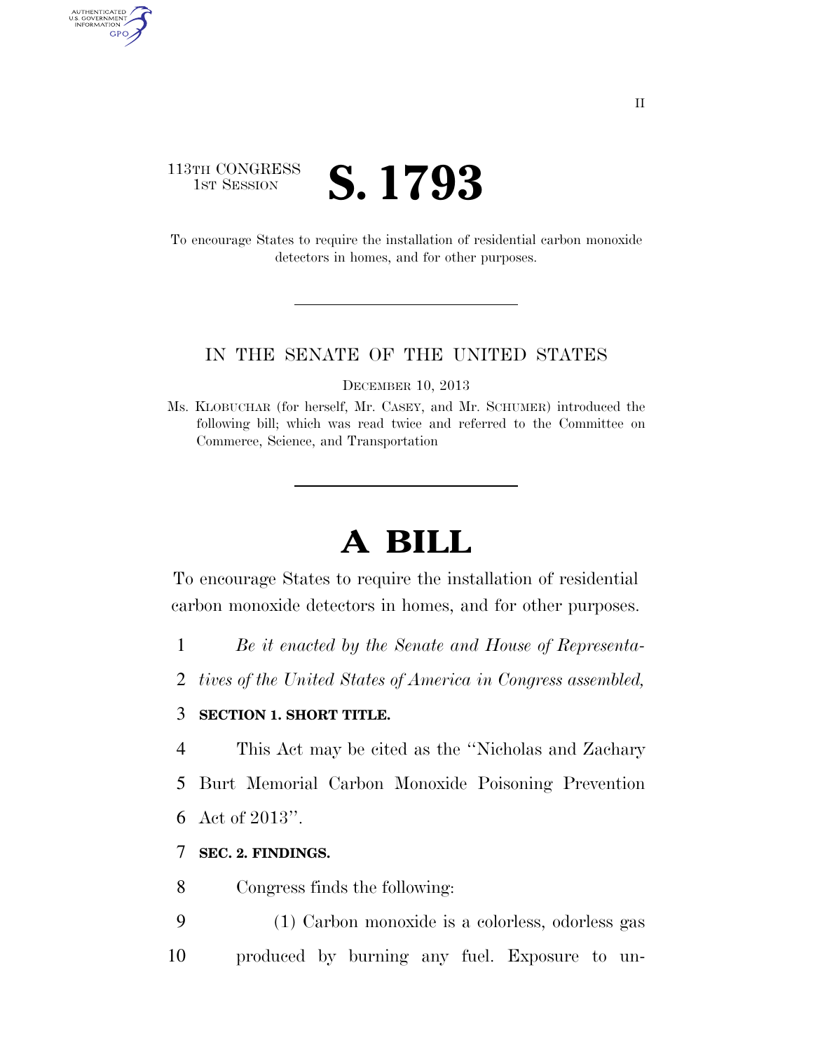113TH CONGRESS
1ST SESSION

# S. 1793

To encourage States to require the installation of residential carbon monoxide detectors in homes, and for other purposes.

IN THE SENATE OF THE UNITED STATES

DECEMBER 10, 2013

Ms. KLOBUCHAR (for herself, Mr. CASEY, and Mr. SCHUMER) introduced the following bill; which was read twice and referred to the Committee on Commerce, Science, and Transportation

# A BILL

To encourage States to require the installation of residential carbon monoxide detectors in homes, and for other purposes.

1 *Be it enacted by the Senate and House of Representa-*
2 *tives of the United States of America in Congress assembled,*

3 **SECTION 1. SHORT TITLE.**

4 This Act may be cited as the ''Nicholas and Zachary
5 Burt Memorial Carbon Monoxide Poisoning Prevention
6 Act of 2013''.

7 **SEC. 2. FINDINGS.**

8 Congress finds the following:

9 (1) Carbon monoxide is a colorless, odorless gas
10 produced by burning any fuel. Exposure to un-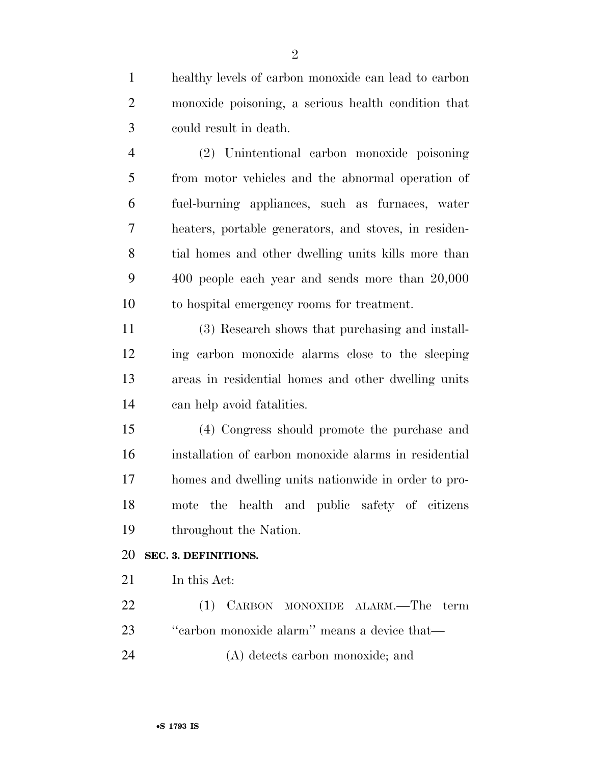healthy levels of carbon monoxide can lead to carbon monoxide poisoning, a serious health condition that could result in death.

(2) Unintentional carbon monoxide poisoning from motor vehicles and the abnormal operation of fuel-burning appliances, such as furnaces, water heaters, portable generators, and stoves, in residential homes and other dwelling units kills more than 400 people each year and sends more than 20,000 to hospital emergency rooms for treatment.

(3) Research shows that purchasing and installing carbon monoxide alarms close to the sleeping areas in residential homes and other dwelling units can help avoid fatalities.

(4) Congress should promote the purchase and installation of carbon monoxide alarms in residential homes and dwelling units nationwide in order to promote the health and public safety of citizens throughout the Nation.

**SEC. 3. DEFINITIONS.**

In this Act:

(1) CARBON MONOXIDE ALARM.—The term ''carbon monoxide alarm'' means a device that—

(A) detects carbon monoxide; and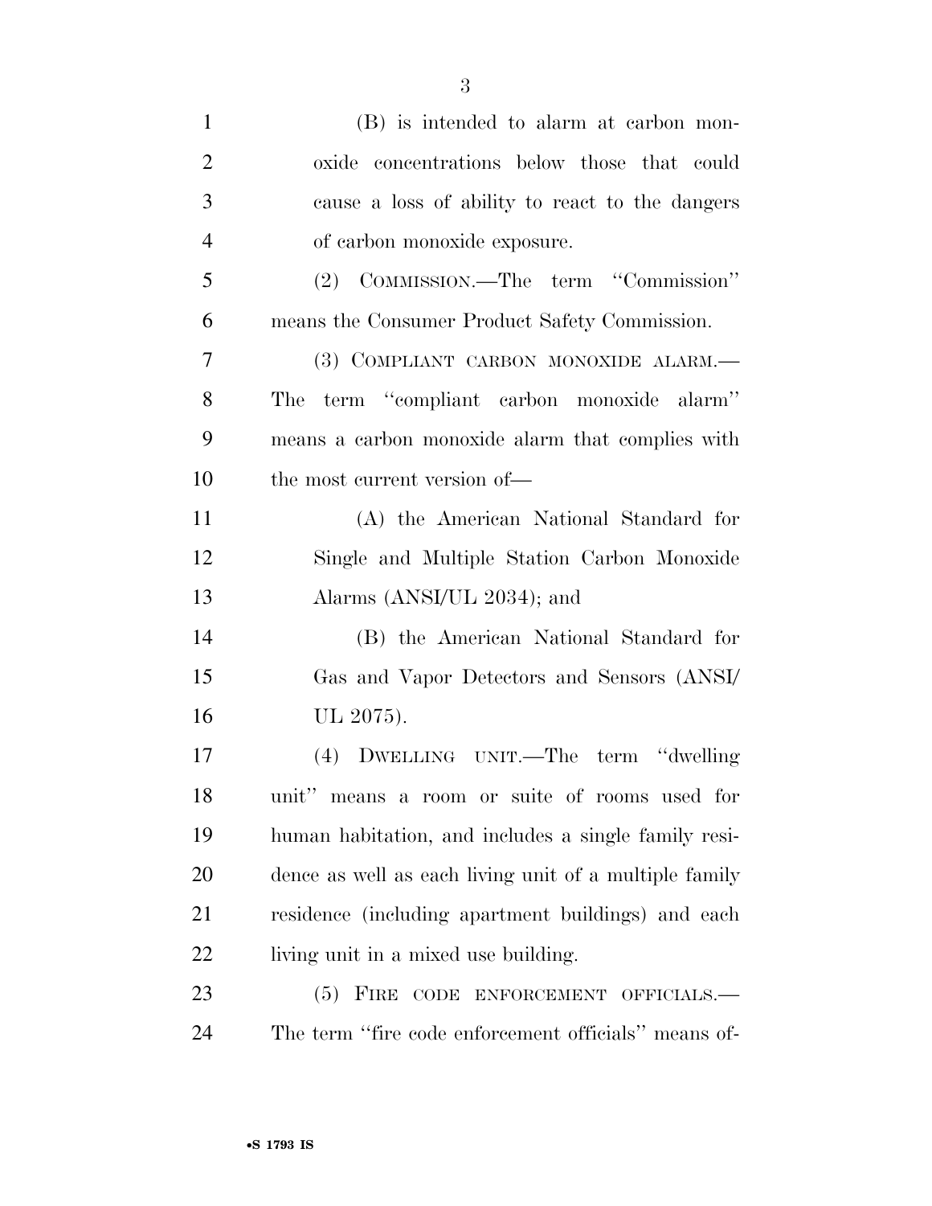(B) is intended to alarm at carbon monoxide concentrations below those that could cause a loss of ability to react to the dangers of carbon monoxide exposure.

(2) COMMISSION.—The term ''Commission'' means the Consumer Product Safety Commission.

(3) COMPLIANT CARBON MONOXIDE ALARM.—The term ''compliant carbon monoxide alarm'' means a carbon monoxide alarm that complies with the most current version of—

(A) the American National Standard for Single and Multiple Station Carbon Monoxide Alarms (ANSI/UL 2034); and

(B) the American National Standard for Gas and Vapor Detectors and Sensors (ANSI/UL 2075).

(4) DWELLING UNIT.—The term ''dwelling unit'' means a room or suite of rooms used for human habitation, and includes a single family residence as well as each living unit of a multiple family residence (including apartment buildings) and each living unit in a mixed use building.

(5) FIRE CODE ENFORCEMENT OFFICIALS.—The term ''fire code enforcement officials'' means of-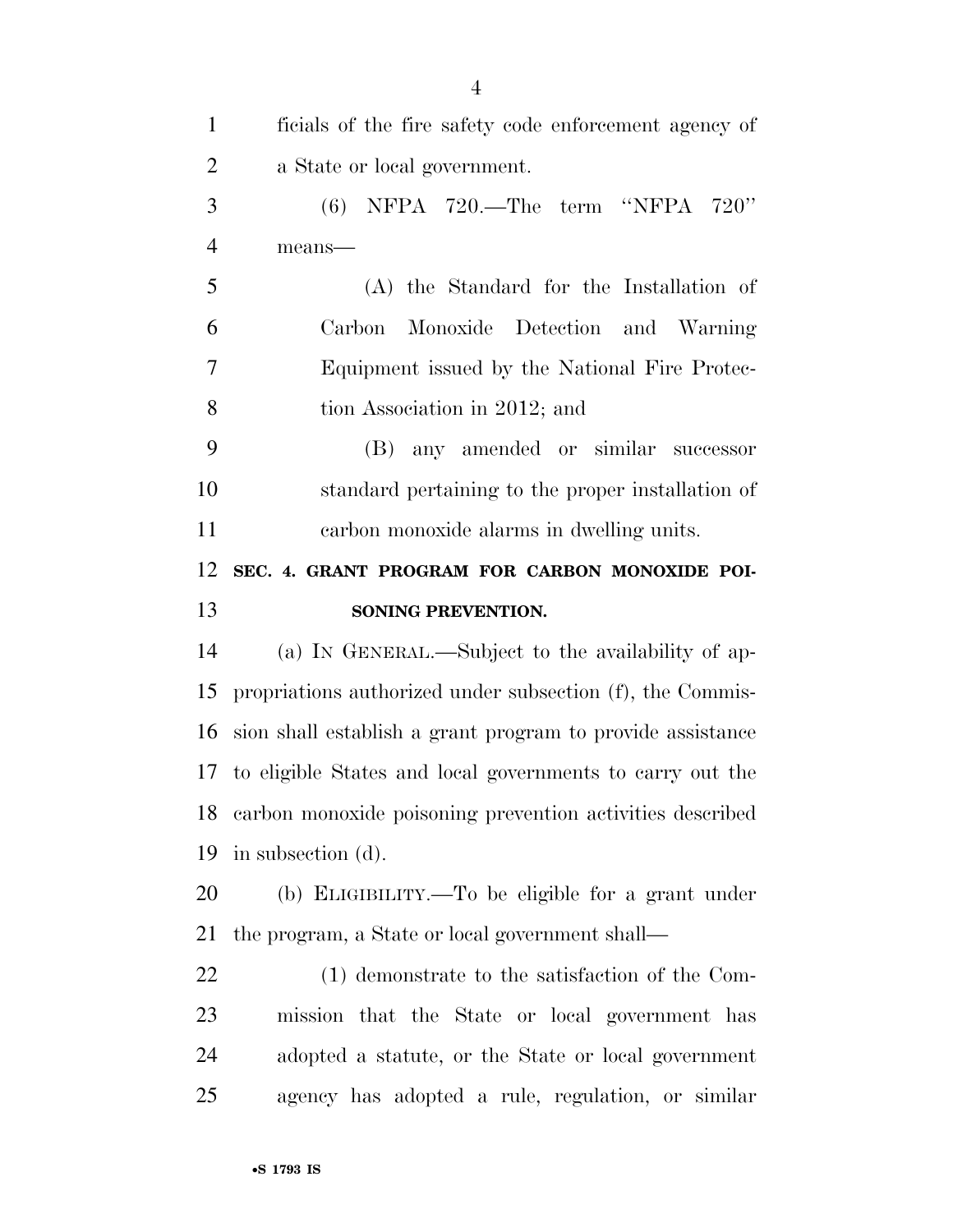ficials of the fire safety code enforcement agency of a State or local government.

(6) NFPA 720.—The term ''NFPA 720'' means—

(A) the Standard for the Installation of Carbon Monoxide Detection and Warning Equipment issued by the National Fire Protection Association in 2012; and

(B) any amended or similar successor standard pertaining to the proper installation of carbon monoxide alarms in dwelling units.

**SEC. 4. GRANT PROGRAM FOR CARBON MONOXIDE POISONING PREVENTION.**

(a) IN GENERAL.—Subject to the availability of appropriations authorized under subsection (f), the Commission shall establish a grant program to provide assistance to eligible States and local governments to carry out the carbon monoxide poisoning prevention activities described in subsection (d).

(b) ELIGIBILITY.—To be eligible for a grant under the program, a State or local government shall—

(1) demonstrate to the satisfaction of the Commission that the State or local government has adopted a statute, or the State or local government agency has adopted a rule, regulation, or similar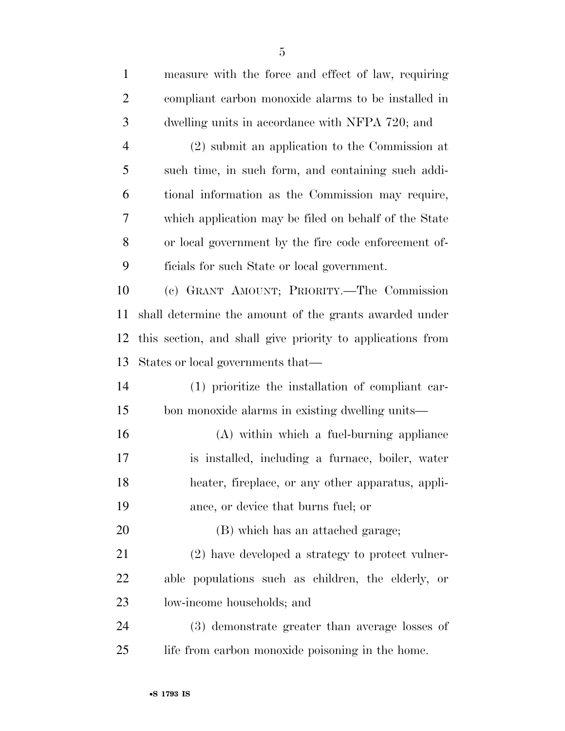measure with the force and effect of law, requiring compliant carbon monoxide alarms to be installed in dwelling units in accordance with NFPA 720; and

(2) submit an application to the Commission at such time, in such form, and containing such additional information as the Commission may require, which application may be filed on behalf of the State or local government by the fire code enforcement officials for such State or local government.

(c) GRANT AMOUNT; PRIORITY.—The Commission shall determine the amount of the grants awarded under this section, and shall give priority to applications from States or local governments that—

(1) prioritize the installation of compliant carbon monoxide alarms in existing dwelling units—

(A) within which a fuel-burning appliance is installed, including a furnace, boiler, water heater, fireplace, or any other apparatus, appliance, or device that burns fuel; or

(B) which has an attached garage;

(2) have developed a strategy to protect vulnerable populations such as children, the elderly, or low-income households; and

(3) demonstrate greater than average losses of life from carbon monoxide poisoning in the home.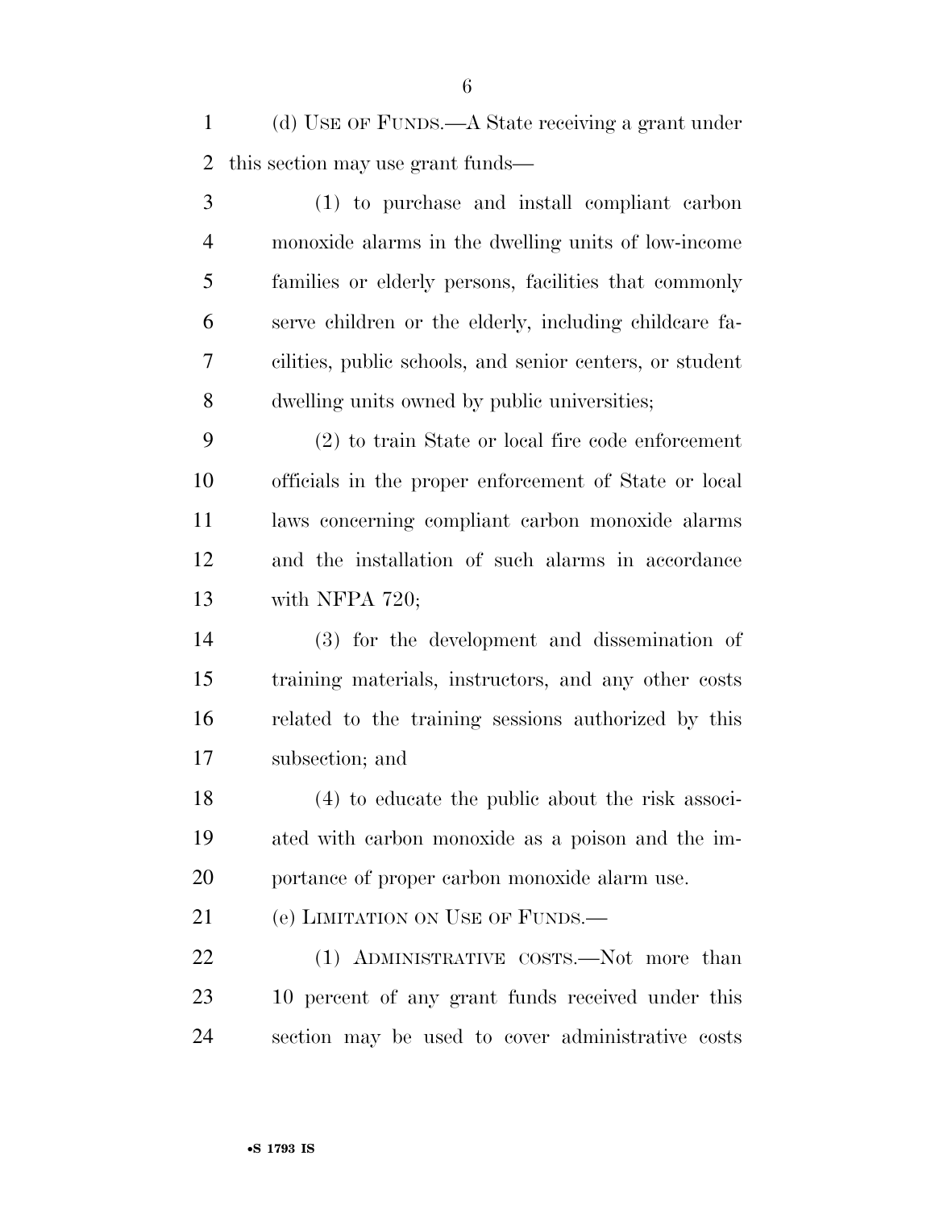(d) USE OF FUNDS.—A State receiving a grant under this section may use grant funds—

(1) to purchase and install compliant carbon monoxide alarms in the dwelling units of low-income families or elderly persons, facilities that commonly serve children or the elderly, including childcare facilities, public schools, and senior centers, or student dwelling units owned by public universities;

(2) to train State or local fire code enforcement officials in the proper enforcement of State or local laws concerning compliant carbon monoxide alarms and the installation of such alarms in accordance with NFPA 720;

(3) for the development and dissemination of training materials, instructors, and any other costs related to the training sessions authorized by this subsection; and

(4) to educate the public about the risk associated with carbon monoxide as a poison and the importance of proper carbon monoxide alarm use.

(e) LIMITATION ON USE OF FUNDS.—

(1) ADMINISTRATIVE COSTS.—Not more than 10 percent of any grant funds received under this section may be used to cover administrative costs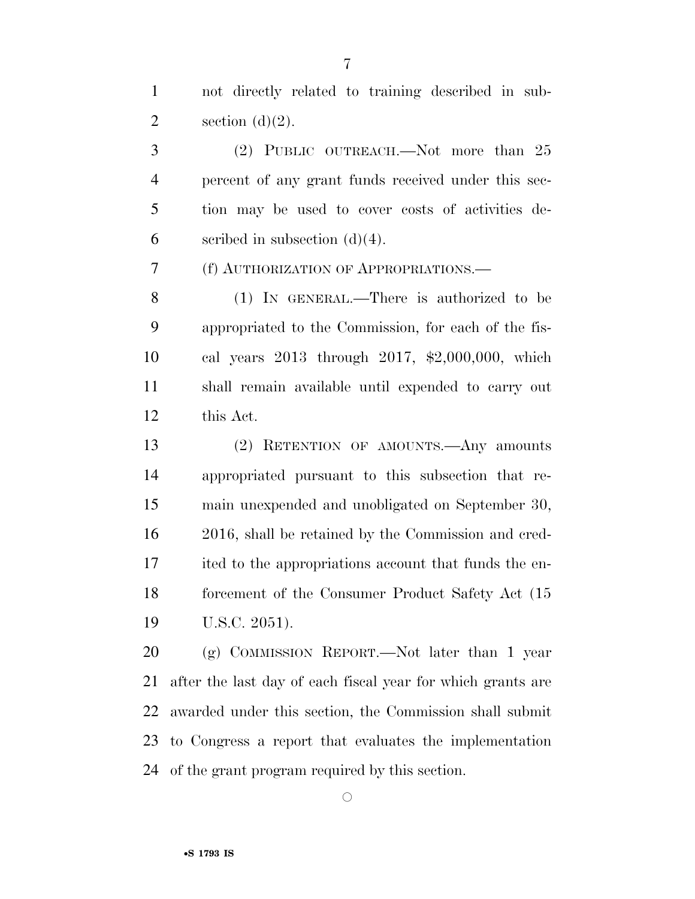not directly related to training described in subsection (d)(2).

(2) PUBLIC OUTREACH.—Not more than 25 percent of any grant funds received under this section may be used to cover costs of activities described in subsection (d)(4).

(f) AUTHORIZATION OF APPROPRIATIONS.—

(1) IN GENERAL.—There is authorized to be appropriated to the Commission, for each of the fiscal years 2013 through 2017, $2,000,000, which shall remain available until expended to carry out this Act.

(2) RETENTION OF AMOUNTS.—Any amounts appropriated pursuant to this subsection that remain unexpended and unobligated on September 30, 2016, shall be retained by the Commission and credited to the appropriations account that funds the enforcement of the Consumer Product Safety Act (15 U.S.C. 2051).

(g) COMMISSION REPORT.—Not later than 1 year after the last day of each fiscal year for which grants are awarded under this section, the Commission shall submit to Congress a report that evaluates the implementation of the grant program required by this section.

○